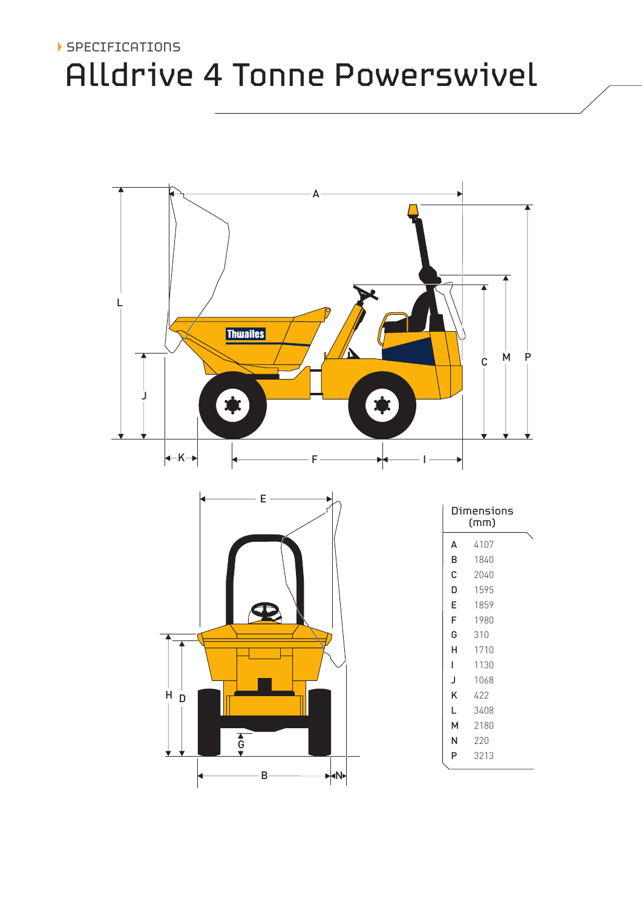SPECIFICATIONS

# Alldrive 4 Tonne Powerswivel

| Dimensions (mm) | |
|---|---|
| A | 4107 |
| B | 1840 |
| C | 2040 |
| D | 1595 |
| E | 1859 |
| F | 1980 |
| G | 310 |
| H | 1710 |
| I | 1130 |
| J | 1068 |
| K | 422 |
| L | 3408 |
| M | 2180 |
| N | 220 |
| P | 3213 |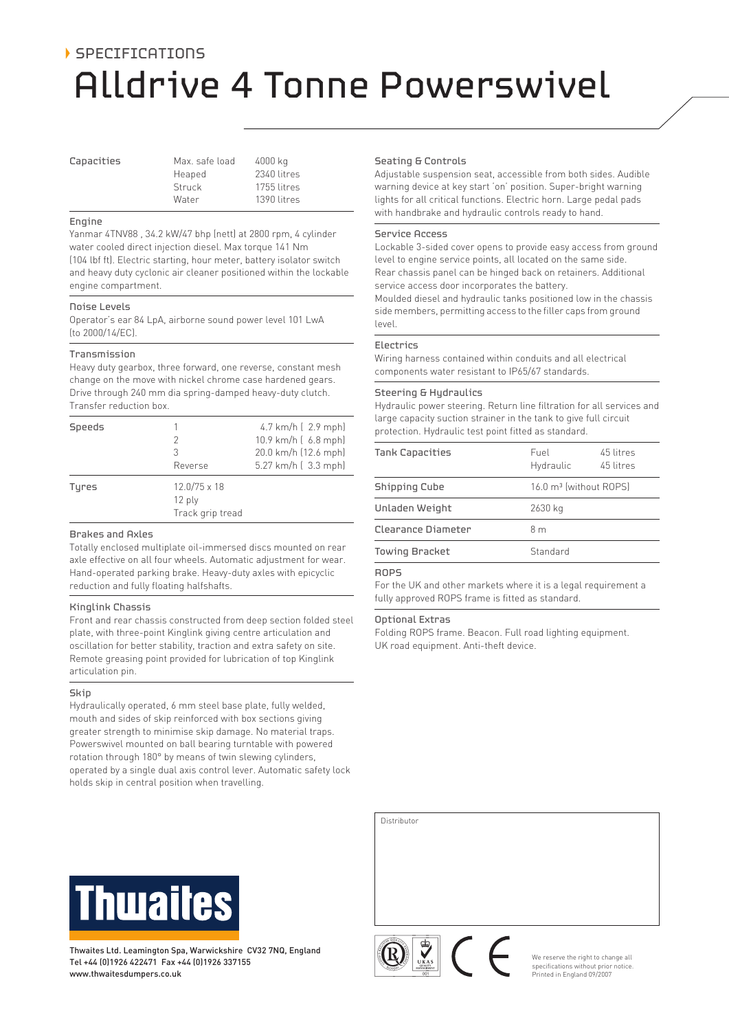SPECIFICATIONS

# Alldrive 4 Tonne Powerswivel

| | | |
|---|---|---|
| Capacities | Max. safe load | 4000 kg |
| | Heaped | 2340 litres |
| | Struck | 1755 litres |
| | Water | 1390 litres |

### Engine

Yanmar 4TNV88 , 34.2 kW/47 bhp (nett) at 2800 rpm, 4 cylinder water cooled direct injection diesel. Max torque 141 Nm (104 lbf ft). Electric starting, hour meter, battery isolator switch and heavy duty cyclonic air cleaner positioned within the lockable engine compartment.

### Noise Levels

Operator's ear 84 LpA, airborne sound power level 101 LwA (to 2000/14/EC).

### Transmission

Heavy duty gearbox, three forward, one reverse, constant mesh change on the move with nickel chrome case hardened gears. Drive through 240 mm dia spring-damped heavy-duty clutch. Transfer reduction box.

| | | |
|---|---|---|
| Speeds | 1 | 4.7 km/h ( 2.9 mph) |
| | 2 | 10.9 km/h ( 6.8 mph) |
| | 3 | 20.0 km/h (12.6 mph) |
| | Reverse | 5.27 km/h ( 3.3 mph) |
| Tyres | 12.0/75 x 18<br>12 ply<br>Track grip tread | |

### Brakes and Axles

Totally enclosed multiplate oil-immersed discs mounted on rear axle effective on all four wheels. Automatic adjustment for wear. Hand-operated parking brake. Heavy-duty axles with epicyclic reduction and fully floating halfshafts.

### Kinglink Chassis

Front and rear chassis constructed from deep section folded steel plate, with three-point Kinglink giving centre articulation and oscillation for better stability, traction and extra safety on site. Remote greasing point provided for lubrication of top Kinglink articulation pin.

### Skip

Hydraulically operated, 6 mm steel base plate, fully welded, mouth and sides of skip reinforced with box sections giving greater strength to minimise skip damage. No material traps. Powerswivel mounted on ball bearing turntable with powered rotation through 180° by means of twin slewing cylinders, operated by a single dual axis control lever. Automatic safety lock holds skip in central position when travelling.

### Seating & Controls

Adjustable suspension seat, accessible from both sides. Audible warning device at key start 'on' position. Super-bright warning lights for all critical functions. Electric horn. Large pedal pads with handbrake and hydraulic controls ready to hand.

### Service Access

Lockable 3-sided cover opens to provide easy access from ground level to engine service points, all located on the same side. Rear chassis panel can be hinged back on retainers. Additional service access door incorporates the battery.
Moulded diesel and hydraulic tanks positioned low in the chassis side members, permitting access to the filler caps from ground level.

### Electrics

Wiring harness contained within conduits and all electrical components water resistant to IP65/67 standards.

### Steering & Hydraulics

Hydraulic power steering. Return line filtration for all services and large capacity suction strainer in the tank to give full circuit protection. Hydraulic test point fitted as standard.

| | | |
|---|---|---|
| Tank Capacities | Fuel | 45 litres |
| | Hydraulic | 45 litres |
| Shipping Cube | 16.0 m³ (without ROPS) | |
| Unladen Weight | 2630 kg | |
| Clearance Diameter | 8 m | |
| Towing Bracket | Standard | |

### ROPS

For the UK and other markets where it is a legal requirement a fully approved ROPS frame is fitted as standard.

### Optional Extras

Folding ROPS frame. Beacon. Full road lighting equipment. UK road equipment. Anti-theft device.

Distributor

Thwaites

Thwaites Ltd. Leamington Spa, Warwickshire CV32 7NQ, England
Tel +44 (0)1926 422471 Fax +44 (0)1926 337155
www.thwaitesdumpers.co.uk

We reserve the right to change all specifications without prior notice.
Printed in England 09/2007